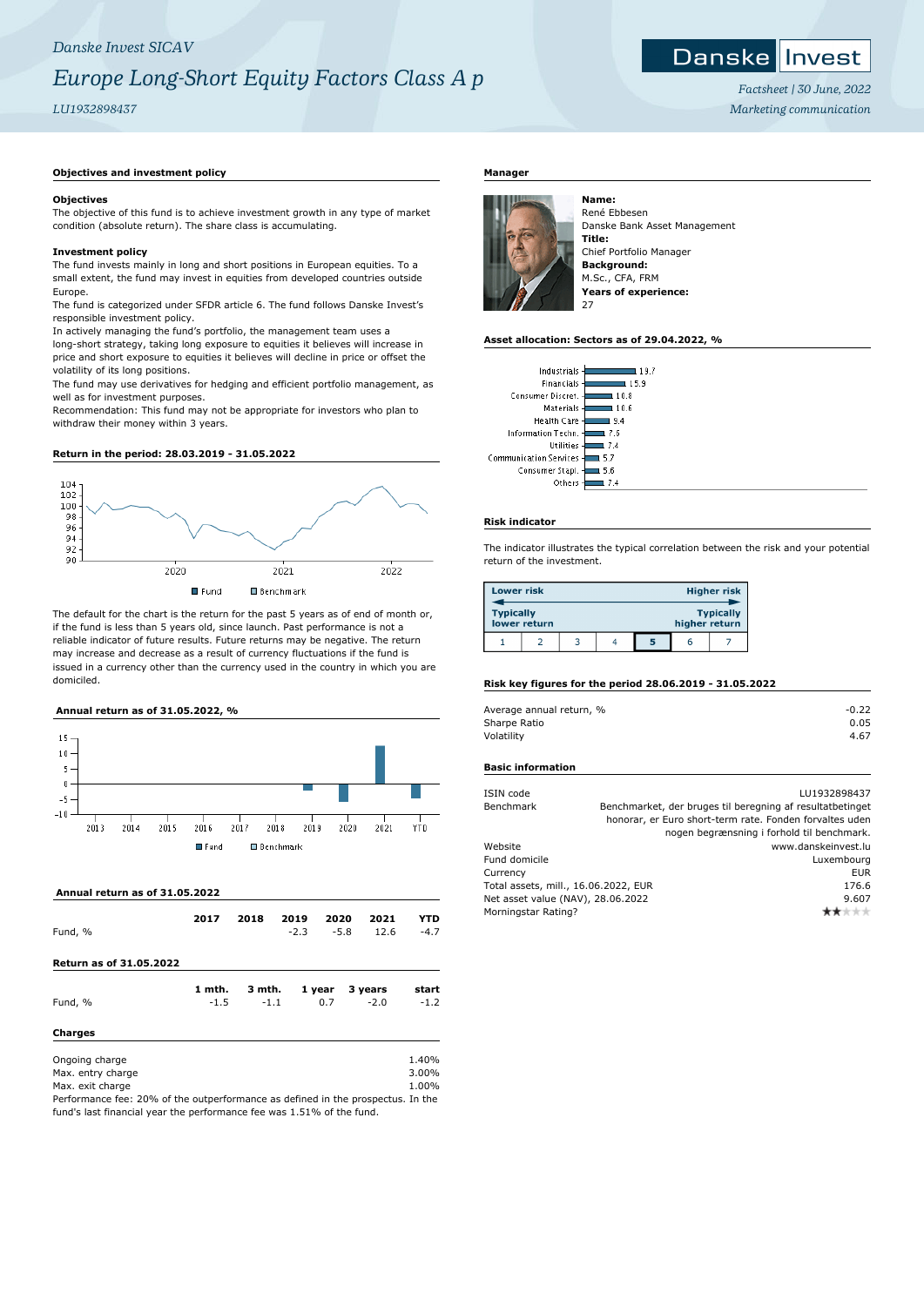*Danske Invest SICAV*

# *Europe Long-Short Equity Factors Class A p*

*LU1932898437*

*Factsheet | 30 June, 2022*

*Marketing communication*

## Objectives and investment policy

**Objectives**

The objective of this fund is to achieve investment growth in any type of market condition (absolute return). The share class is accumulating.

**Investment policy**

The fund invests mainly in long and short positions in European equities. To a small extent, the fund may invest in equities from developed countries outside Europe.

The fund is categorized under SFDR article 6. The fund follows Danske Invest's responsible investment policy.

In actively managing the fund's portfolio, the management team uses a long-short strategy, taking long exposure to equities it believes will increase in price and short exposure to equities it believes will decline in price or offset the volatility of its long positions.

The fund may use derivatives for hedging and efficient portfolio management, as well as for investment purposes.

Recommendation: This fund may not be appropriate for investors who plan to withdraw their money within 3 years.

## Return in the period: 28.03.2019 - 31.05.2022

Fund / Benchmark

The default for the chart is the return for the past 5 years as of end of month or, if the fund is less than 5 years old, since launch. Past performance is not a reliable indicator of future results. Future returns may be negative. The return may increase and decrease as a result of currency fluctuations if the fund is issued in a currency other than the currency used in the country in which you are domiciled.

## Annual return as of 31.05.2022, %

Fund / Benchmark

## Annual return as of 31.05.2022

| | 2017 | 2018 | 2019 | 2020 | 2021 | YTD |
|---|---|---|---|---|---|---|
| Fund, % | | | -2.3 | -5.8 | 12.6 | -4.7 |

## Return as of 31.05.2022

| | 1 mth. | 3 mth. | 1 year | 3 years | start |
|---|---|---|---|---|---|
| Fund, % | -1.5 | -1.1 | 0.7 | -2.0 | -1.2 |

## Charges

| | |
|---|---|
| Ongoing charge | 1.40% |
| Max. entry charge | 3.00% |
| Max. exit charge | 1.00% |

Performance fee: 20% of the outperformance as defined in the prospectus. In the fund's last financial year the performance fee was 1.51% of the fund.

## Manager

**Name:**
René Ebbesen
Danske Bank Asset Management
**Title:**
Chief Portfolio Manager
**Background:**
M.Sc., CFA, FRM
**Years of experience:**
27

## Asset allocation: Sectors as of 29.04.2022, %

| Sector | % |
|---|---|
| Industrials | 19.7 |
| Financials | 15.9 |
| Consumer Discret. | 10.8 |
| Materials | 10.6 |
| Health Care | 9.4 |
| Information Techn. | 7.6 |
| Utilities | 7.4 |
| Communication Services | 5.7 |
| Consumer Stapl. | 5.6 |
| Others | 7.4 |

## Risk indicator

The indicator illustrates the typical correlation between the risk and your potential return of the investment.

| Lower risk | | | | | | Higher risk |
|---|---|---|---|---|---|---|
| Typically lower return | | | | | | Typically higher return |
| 1 | 2 | 3 | 4 | **5** | 6 | 7 |

## Risk key figures for the period 28.06.2019 - 31.05.2022

| | |
|---|---|
| Average annual return, % | -0.22 |
| Sharpe Ratio | 0.05 |
| Volatility | 4.67 |

## Basic information

| | |
|---|---|
| ISIN code | LU1932898437 |
| Benchmark | Benchmarket, der bruges til beregning af resultatbetinget honorar, er Euro short-term rate. Fonden forvaltes uden nogen begrænsning i forhold til benchmark. |
| Website | www.danskeinvest.lu |
| Fund domicile | Luxembourg |
| Currency | EUR |
| Total assets, mill., 16.06.2022, EUR | 176.6 |
| Net asset value (NAV), 28.06.2022 | 9.607 |
| Morningstar Rating? | ★★☆☆☆ |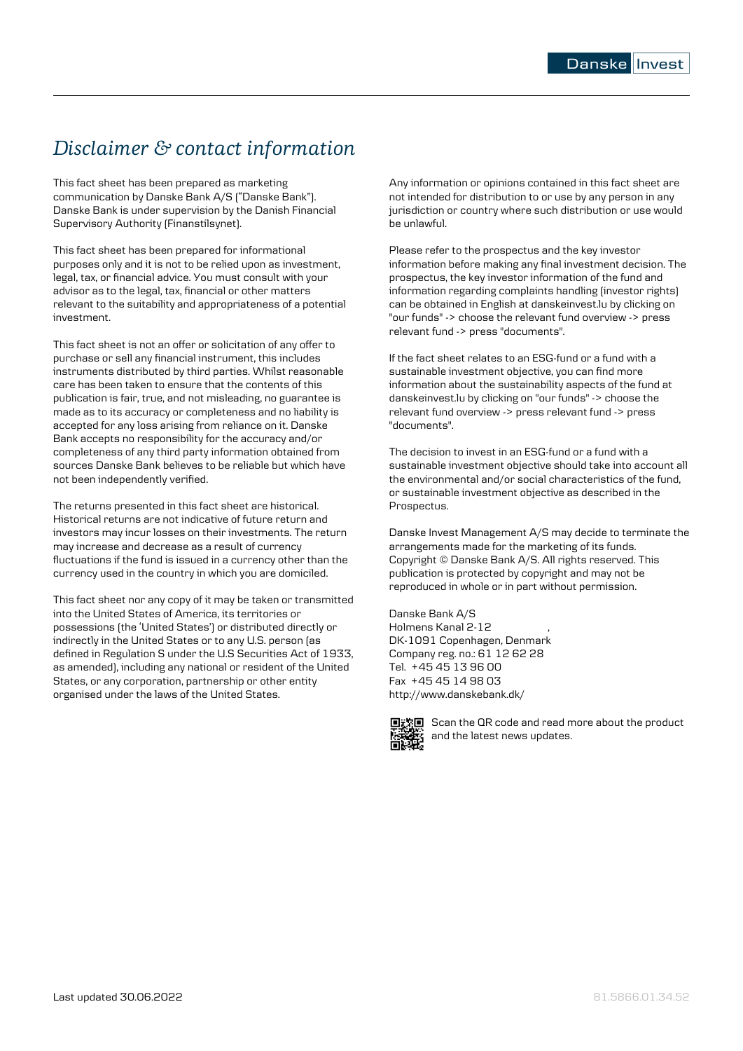# *Disclaimer & contact information*

This fact sheet has been prepared as marketing communication by Danske Bank A/S ("Danske Bank"). Danske Bank is under supervision by the Danish Financial Supervisory Authority (Finanstilsynet).

This fact sheet has been prepared for informational purposes only and it is not to be relied upon as investment, legal, tax, or financial advice. You must consult with your advisor as to the legal, tax, financial or other matters relevant to the suitability and appropriateness of a potential investment.

This fact sheet is not an offer or solicitation of any offer to purchase or sell any financial instrument, this includes instruments distributed by third parties. Whilst reasonable care has been taken to ensure that the contents of this publication is fair, true, and not misleading, no guarantee is made as to its accuracy or completeness and no liability is accepted for any loss arising from reliance on it. Danske Bank accepts no responsibility for the accuracy and/or completeness of any third party information obtained from sources Danske Bank believes to be reliable but which have not been independently verified.

The returns presented in this fact sheet are historical. Historical returns are not indicative of future return and investors may incur losses on their investments. The return may increase and decrease as a result of currency fluctuations if the fund is issued in a currency other than the currency used in the country in which you are domiciled.

This fact sheet nor any copy of it may be taken or transmitted into the United States of America, its territories or possessions (the 'United States') or distributed directly or indirectly in the United States or to any U.S. person (as defined in Regulation S under the U.S Securities Act of 1933, as amended), including any national or resident of the United States, or any corporation, partnership or other entity organised under the laws of the United States.

Any information or opinions contained in this fact sheet are not intended for distribution to or use by any person in any jurisdiction or country where such distribution or use would be unlawful.

Please refer to the prospectus and the key investor information before making any final investment decision. The prospectus, the key investor information of the fund and information regarding complaints handling (investor rights) can be obtained in English at danskeinvest.lu by clicking on "our funds" -> choose the relevant fund overview -> press relevant fund -> press "documents".

If the fact sheet relates to an ESG-fund or a fund with a sustainable investment objective, you can find more information about the sustainability aspects of the fund at danskeinvest.lu by clicking on "our funds" -> choose the relevant fund overview -> press relevant fund -> press "documents".

The decision to invest in an ESG-fund or a fund with a sustainable investment objective should take into account all the environmental and/or social characteristics of the fund, or sustainable investment objective as described in the Prospectus.

Danske Invest Management A/S may decide to terminate the arrangements made for the marketing of its funds. Copyright © Danske Bank A/S. All rights reserved. This publication is protected by copyright and may not be reproduced in whole or in part without permission.

Danske Bank A/S
Holmens Kanal 2-12
DK-1091 Copenhagen, Denmark
Company reg. no.: 61 12 62 28
Tel. +45 45 13 96 00
Fax +45 45 14 98 03
http://www.danskebank.dk/

Scan the QR code and read more about the product and the latest news updates.

Last updated 30.06.2022

81.5866.01.34.52